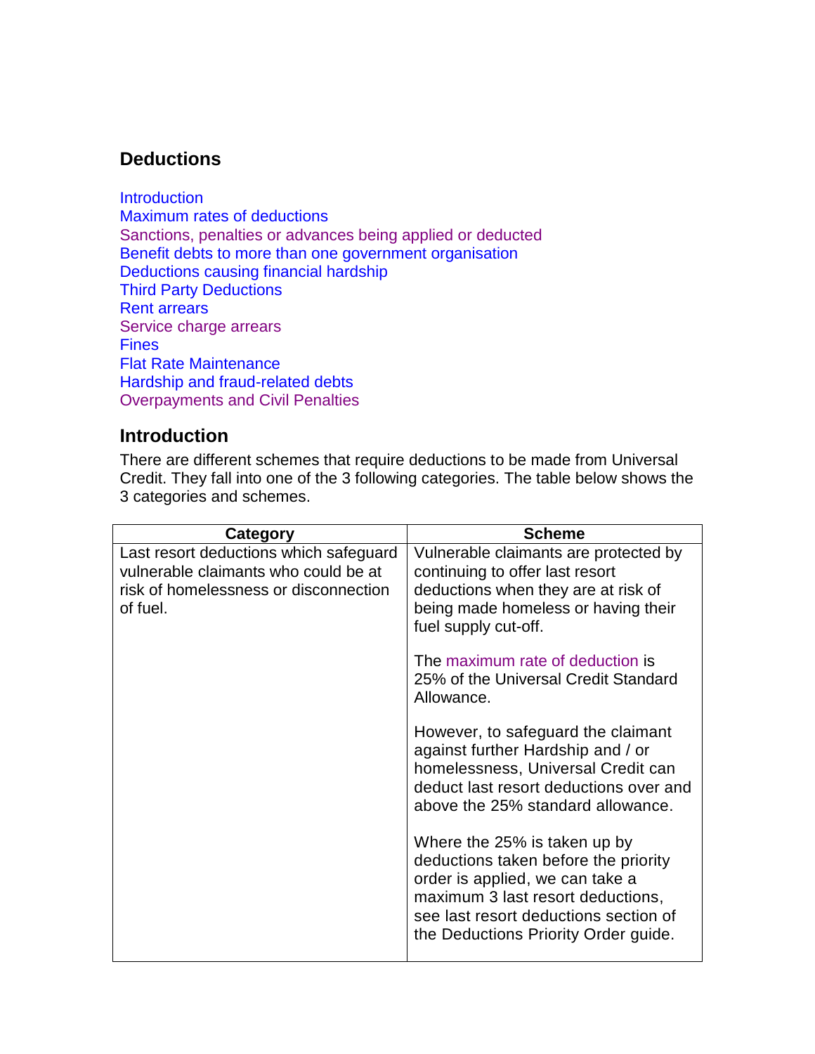## Deductions

Introduction
Maximum rates of deductions
Sanctions, penalties or advances being applied or deducted
Benefit debts to more than one government organisation
Deductions causing financial hardship
Third Party Deductions
Rent arrears
Service charge arrears
Fines
Flat Rate Maintenance
Hardship and fraud-related debts
Overpayments and Civil Penalties

## Introduction

There are different schemes that require deductions to be made from Universal Credit. They fall into one of the 3 following categories. The table below shows the 3 categories and schemes.

| Category | Scheme |
|---|---|
| Last resort deductions which safeguard vulnerable claimants who could be at risk of homelessness or disconnection of fuel. | Vulnerable claimants are protected by continuing to offer last resort deductions when they are at risk of being made homeless or having their fuel supply cut-off.<br><br>The maximum rate of deduction is 25% of the Universal Credit Standard Allowance.<br><br>However, to safeguard the claimant against further Hardship and / or homelessness, Universal Credit can deduct last resort deductions over and above the 25% standard allowance.<br><br>Where the 25% is taken up by deductions taken before the priority order is applied, we can take a maximum 3 last resort deductions, see last resort deductions section of the Deductions Priority Order guide. |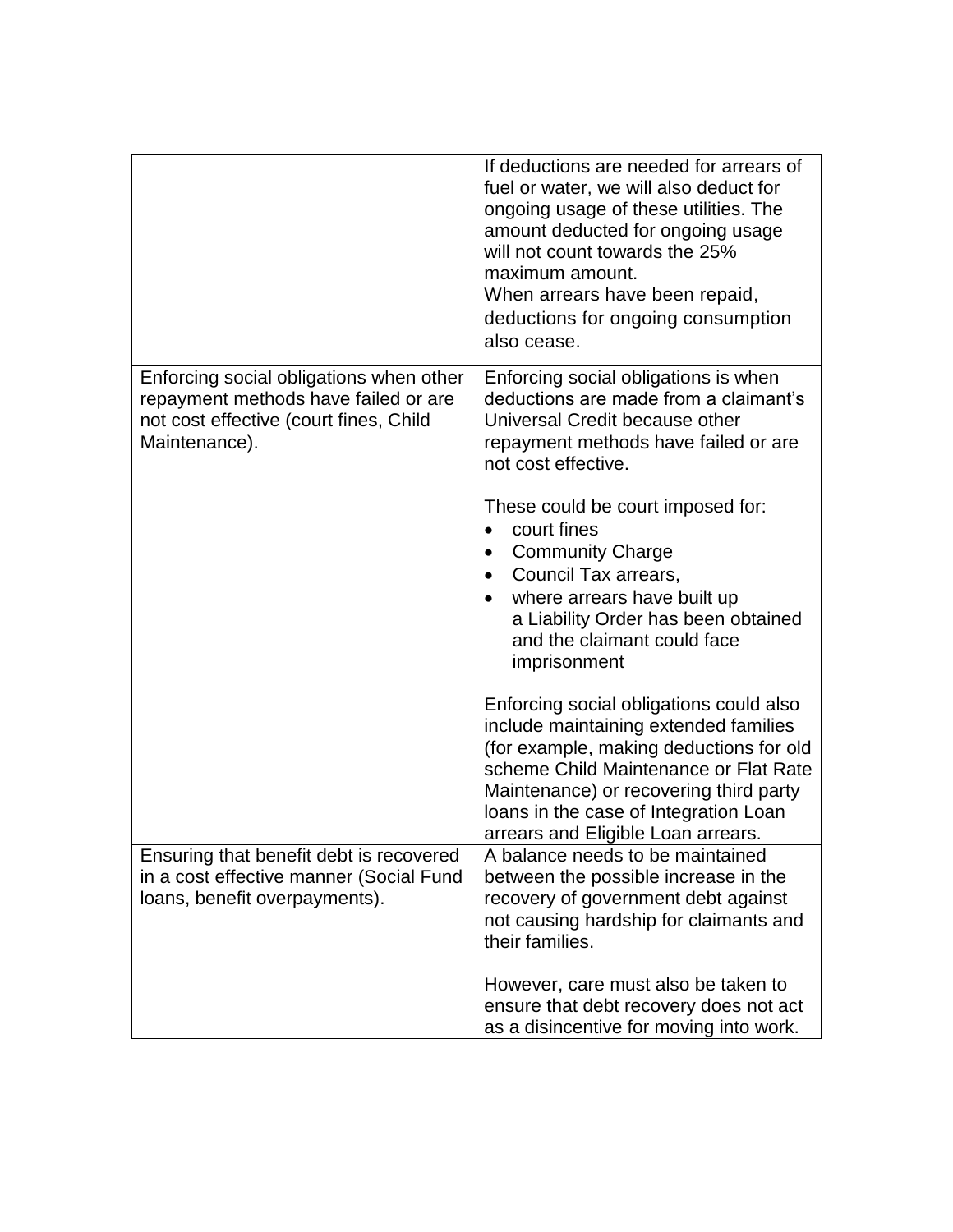| | |
|---|---|
| | If deductions are needed for arrears of fuel or water, we will also deduct for ongoing usage of these utilities. The amount deducted for ongoing usage will not count towards the 25% maximum amount.<br>When arrears have been repaid, deductions for ongoing consumption also cease. |
| Enforcing social obligations when other repayment methods have failed or are not cost effective (court fines, Child Maintenance). | Enforcing social obligations is when deductions are made from a claimant's Universal Credit because other repayment methods have failed or are not cost effective.<br><br>These could be court imposed for:<br>• court fines<br>• Community Charge<br>• Council Tax arrears,<br>• where arrears have built up a Liability Order has been obtained and the claimant could face imprisonment<br><br>Enforcing social obligations could also include maintaining extended families (for example, making deductions for old scheme Child Maintenance or Flat Rate Maintenance) or recovering third party loans in the case of Integration Loan arrears and Eligible Loan arrears. |
| Ensuring that benefit debt is recovered in a cost effective manner (Social Fund loans, benefit overpayments). | A balance needs to be maintained between the possible increase in the recovery of government debt against not causing hardship for claimants and their families.<br><br>However, care must also be taken to ensure that debt recovery does not act as a disincentive for moving into work. |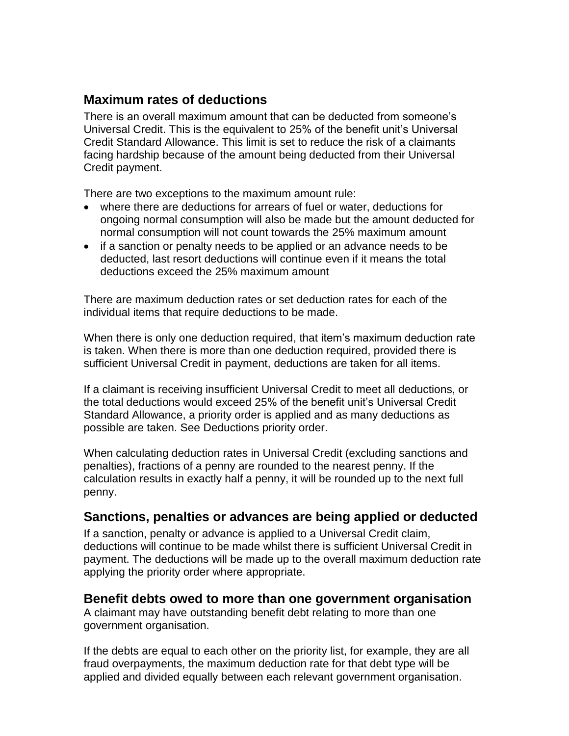## Maximum rates of deductions

There is an overall maximum amount that can be deducted from someone's Universal Credit. This is the equivalent to 25% of the benefit unit's Universal Credit Standard Allowance. This limit is set to reduce the risk of a claimants facing hardship because of the amount being deducted from their Universal Credit payment.

There are two exceptions to the maximum amount rule:

- where there are deductions for arrears of fuel or water, deductions for ongoing normal consumption will also be made but the amount deducted for normal consumption will not count towards the 25% maximum amount
- if a sanction or penalty needs to be applied or an advance needs to be deducted, last resort deductions will continue even if it means the total deductions exceed the 25% maximum amount

There are maximum deduction rates or set deduction rates for each of the individual items that require deductions to be made.

When there is only one deduction required, that item's maximum deduction rate is taken. When there is more than one deduction required, provided there is sufficient Universal Credit in payment, deductions are taken for all items.

If a claimant is receiving insufficient Universal Credit to meet all deductions, or the total deductions would exceed 25% of the benefit unit's Universal Credit Standard Allowance, a priority order is applied and as many deductions as possible are taken. See Deductions priority order.

When calculating deduction rates in Universal Credit (excluding sanctions and penalties), fractions of a penny are rounded to the nearest penny. If the calculation results in exactly half a penny, it will be rounded up to the next full penny.

## Sanctions, penalties or advances are being applied or deducted

If a sanction, penalty or advance is applied to a Universal Credit claim, deductions will continue to be made whilst there is sufficient Universal Credit in payment. The deductions will be made up to the overall maximum deduction rate applying the priority order where appropriate.

## Benefit debts owed to more than one government organisation

A claimant may have outstanding benefit debt relating to more than one government organisation.

If the debts are equal to each other on the priority list, for example, they are all fraud overpayments, the maximum deduction rate for that debt type will be applied and divided equally between each relevant government organisation.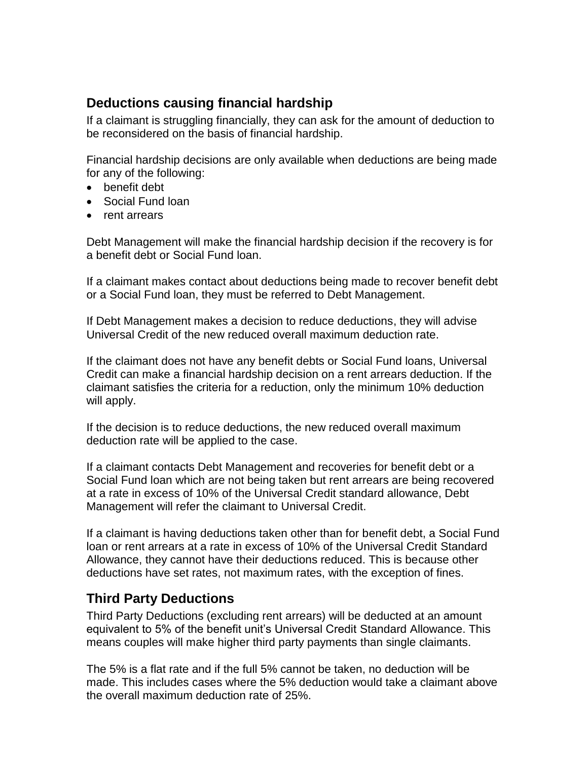## Deductions causing financial hardship

If a claimant is struggling financially, they can ask for the amount of deduction to be reconsidered on the basis of financial hardship.

Financial hardship decisions are only available when deductions are being made for any of the following:

- benefit debt
- Social Fund loan
- rent arrears

Debt Management will make the financial hardship decision if the recovery is for a benefit debt or Social Fund loan.

If a claimant makes contact about deductions being made to recover benefit debt or a Social Fund loan, they must be referred to Debt Management.

If Debt Management makes a decision to reduce deductions, they will advise Universal Credit of the new reduced overall maximum deduction rate.

If the claimant does not have any benefit debts or Social Fund loans, Universal Credit can make a financial hardship decision on a rent arrears deduction. If the claimant satisfies the criteria for a reduction, only the minimum 10% deduction will apply.

If the decision is to reduce deductions, the new reduced overall maximum deduction rate will be applied to the case.

If a claimant contacts Debt Management and recoveries for benefit debt or a Social Fund loan which are not being taken but rent arrears are being recovered at a rate in excess of 10% of the Universal Credit standard allowance, Debt Management will refer the claimant to Universal Credit.

If a claimant is having deductions taken other than for benefit debt, a Social Fund loan or rent arrears at a rate in excess of 10% of the Universal Credit Standard Allowance, they cannot have their deductions reduced. This is because other deductions have set rates, not maximum rates, with the exception of fines.

## Third Party Deductions

Third Party Deductions (excluding rent arrears) will be deducted at an amount equivalent to 5% of the benefit unit's Universal Credit Standard Allowance. This means couples will make higher third party payments than single claimants.

The 5% is a flat rate and if the full 5% cannot be taken, no deduction will be made. This includes cases where the 5% deduction would take a claimant above the overall maximum deduction rate of 25%.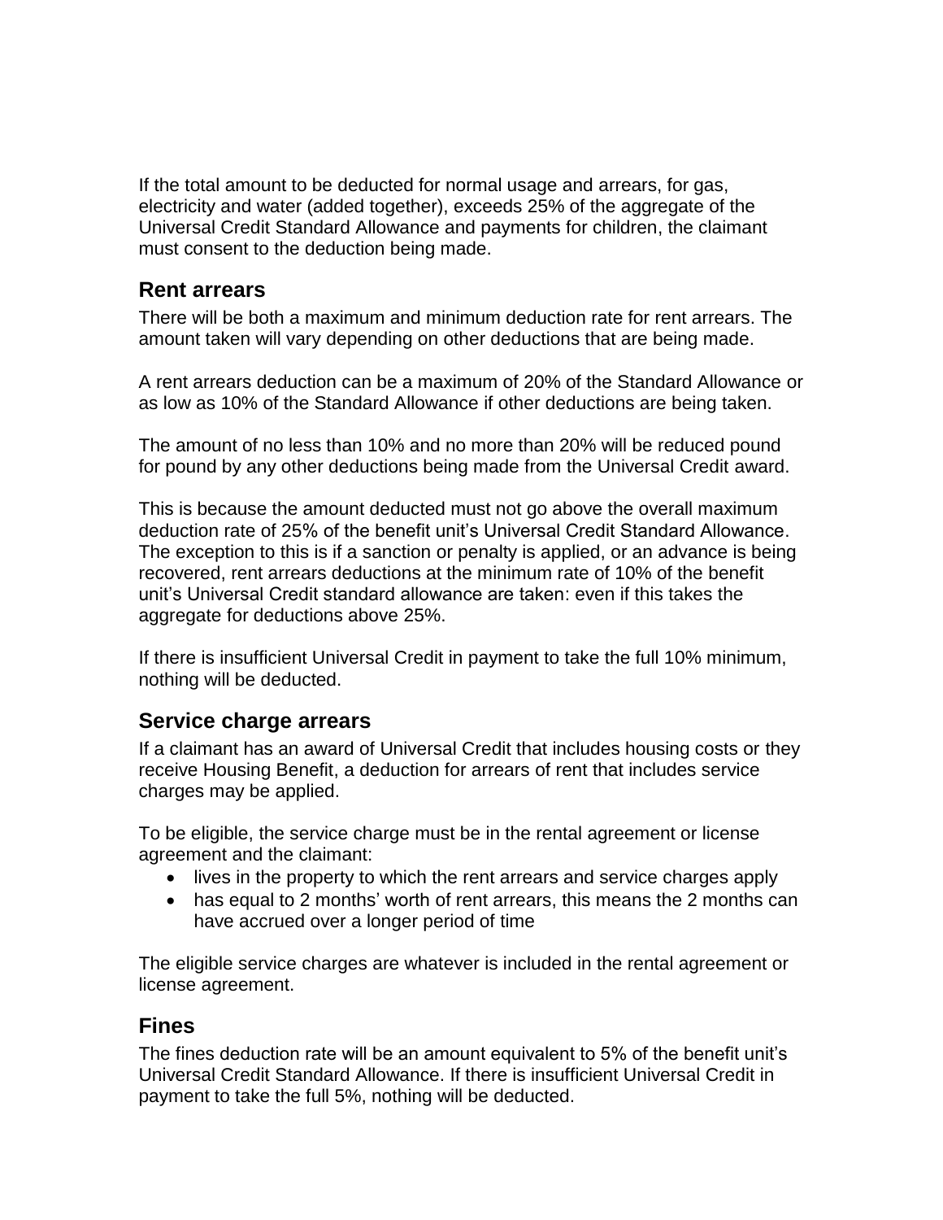If the total amount to be deducted for normal usage and arrears, for gas, electricity and water (added together), exceeds 25% of the aggregate of the Universal Credit Standard Allowance and payments for children, the claimant must consent to the deduction being made.

## Rent arrears

There will be both a maximum and minimum deduction rate for rent arrears. The amount taken will vary depending on other deductions that are being made.

A rent arrears deduction can be a maximum of 20% of the Standard Allowance or as low as 10% of the Standard Allowance if other deductions are being taken.

The amount of no less than 10% and no more than 20% will be reduced pound for pound by any other deductions being made from the Universal Credit award.

This is because the amount deducted must not go above the overall maximum deduction rate of 25% of the benefit unit's Universal Credit Standard Allowance. The exception to this is if a sanction or penalty is applied, or an advance is being recovered, rent arrears deductions at the minimum rate of 10% of the benefit unit's Universal Credit standard allowance are taken: even if this takes the aggregate for deductions above 25%.

If there is insufficient Universal Credit in payment to take the full 10% minimum, nothing will be deducted.

## Service charge arrears

If a claimant has an award of Universal Credit that includes housing costs or they receive Housing Benefit, a deduction for arrears of rent that includes service charges may be applied.

To be eligible, the service charge must be in the rental agreement or license agreement and the claimant:

- lives in the property to which the rent arrears and service charges apply
- has equal to 2 months' worth of rent arrears, this means the 2 months can have accrued over a longer period of time

The eligible service charges are whatever is included in the rental agreement or license agreement.

## Fines

The fines deduction rate will be an amount equivalent to 5% of the benefit unit's Universal Credit Standard Allowance. If there is insufficient Universal Credit in payment to take the full 5%, nothing will be deducted.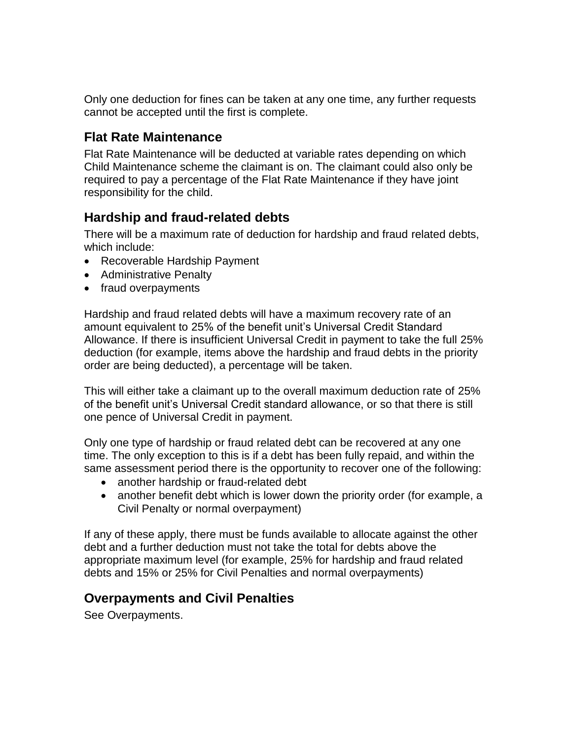Only one deduction for fines can be taken at any one time, any further requests cannot be accepted until the first is complete.

## Flat Rate Maintenance

Flat Rate Maintenance will be deducted at variable rates depending on which Child Maintenance scheme the claimant is on. The claimant could also only be required to pay a percentage of the Flat Rate Maintenance if they have joint responsibility for the child.

## Hardship and fraud-related debts

There will be a maximum rate of deduction for hardship and fraud related debts, which include:

- Recoverable Hardship Payment
- Administrative Penalty
- fraud overpayments

Hardship and fraud related debts will have a maximum recovery rate of an amount equivalent to 25% of the benefit unit's Universal Credit Standard Allowance. If there is insufficient Universal Credit in payment to take the full 25% deduction (for example, items above the hardship and fraud debts in the priority order are being deducted), a percentage will be taken.

This will either take a claimant up to the overall maximum deduction rate of 25% of the benefit unit's Universal Credit standard allowance, or so that there is still one pence of Universal Credit in payment.

Only one type of hardship or fraud related debt can be recovered at any one time. The only exception to this is if a debt has been fully repaid, and within the same assessment period there is the opportunity to recover one of the following:

- another hardship or fraud-related debt
- another benefit debt which is lower down the priority order (for example, a Civil Penalty or normal overpayment)

If any of these apply, there must be funds available to allocate against the other debt and a further deduction must not take the total for debts above the appropriate maximum level (for example, 25% for hardship and fraud related debts and 15% or 25% for Civil Penalties and normal overpayments)

## Overpayments and Civil Penalties

See Overpayments.